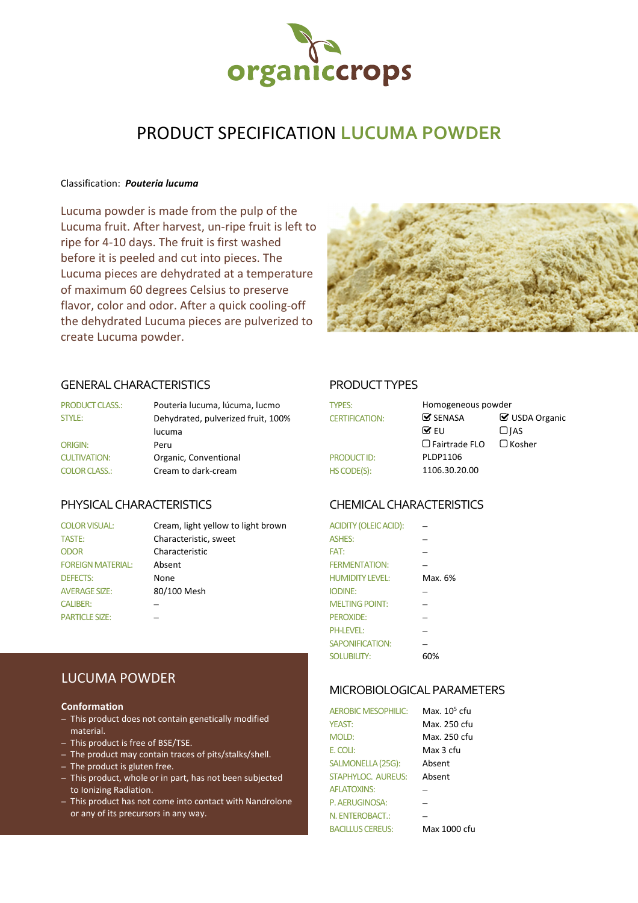organiccrops

# PRODUCT SPECIFICATION LUCUMA POWDER

Classification: ***Pouteria lucuma***

Lucuma powder is made from the pulp of the Lucuma fruit. After harvest, un-ripe fruit is left to ripe for 4-10 days. The fruit is first washed before it is peeled and cut into pieces. The Lucuma pieces are dehydrated at a temperature of maximum 60 degrees Celsius to preserve flavor, color and odor. After a quick cooling-off the dehydrated Lucuma pieces are pulverized to create Lucuma powder.

## GENERAL CHARACTERISTICS

| | |
|---|---|
| PRODUCT CLASS.: | Pouteria lucuma, lúcuma, lucmo |
| STYLE: | Dehydrated, pulverized fruit, 100% lucuma |
| ORIGIN: | Peru |
| CULTIVATION: | Organic, Conventional |
| COLOR CLASS.: | Cream to dark-cream |

## PRODUCT TYPES

| | | |
|---|---|---|
| TYPES: | Homogeneous powder | |
| CERTIFICATION: | ☑ SENASA | ☑ USDA Organic |
| | ☑ EU | ☐ JAS |
| | ☐ Fairtrade FLO | ☐ Kosher |
| PRODUCT ID: | PLDP1106 | |
| HS CODE(S): | 1106.30.20.00 | |

## PHYSICAL CHARACTERISTICS

| | |
|---|---|
| COLOR VISUAL: | Cream, light yellow to light brown |
| TASTE: | Characteristic, sweet |
| ODOR | Characteristic |
| FOREIGN MATERIAL: | Absent |
| DEFECTS: | None |
| AVERAGE SIZE: | 80/100 Mesh |
| CALIBER: | – |
| PARTICLE SIZE: | – |

## CHEMICAL CHARACTERISTICS

| | |
|---|---|
| ACIDITY (OLEIC ACID): | – |
| ASHES: | – |
| FAT: | – |
| FERMENTATION: | – |
| HUMIDITY LEVEL: | Max. 6% |
| IODINE: | – |
| MELTING POINT: | – |
| PEROXIDE: | – |
| PH-LEVEL: | – |
| SAPONIFICATION: | – |
| SOLUBILITY: | 60% |

## LUCUMA POWDER

**Conformation**

- This product does not contain genetically modified material.
- This product is free of BSE/TSE.
- The product may contain traces of pits/stalks/shell.
- The product is gluten free.
- This product, whole or in part, has not been subjected to Ionizing Radiation.
- This product has not come into contact with Nandrolone or any of its precursors in any way.

## MICROBIOLOGICAL PARAMETERS

| | |
|---|---|
| AEROBIC MESOPHILIC: | Max. $10^5$ cfu |
| YEAST: | Max. 250 cfu |
| MOLD: | Max. 250 cfu |
| E. COLI: | Max 3 cfu |
| SALMONELLA (25G): | Absent |
| STAPHYLOC. AUREUS: | Absent |
| AFLATOXINS: | – |
| P. AERUGINOSA: | – |
| N. ENTEROBACT.: | – |
| BACILLUS CEREUS: | Max 1000 cfu |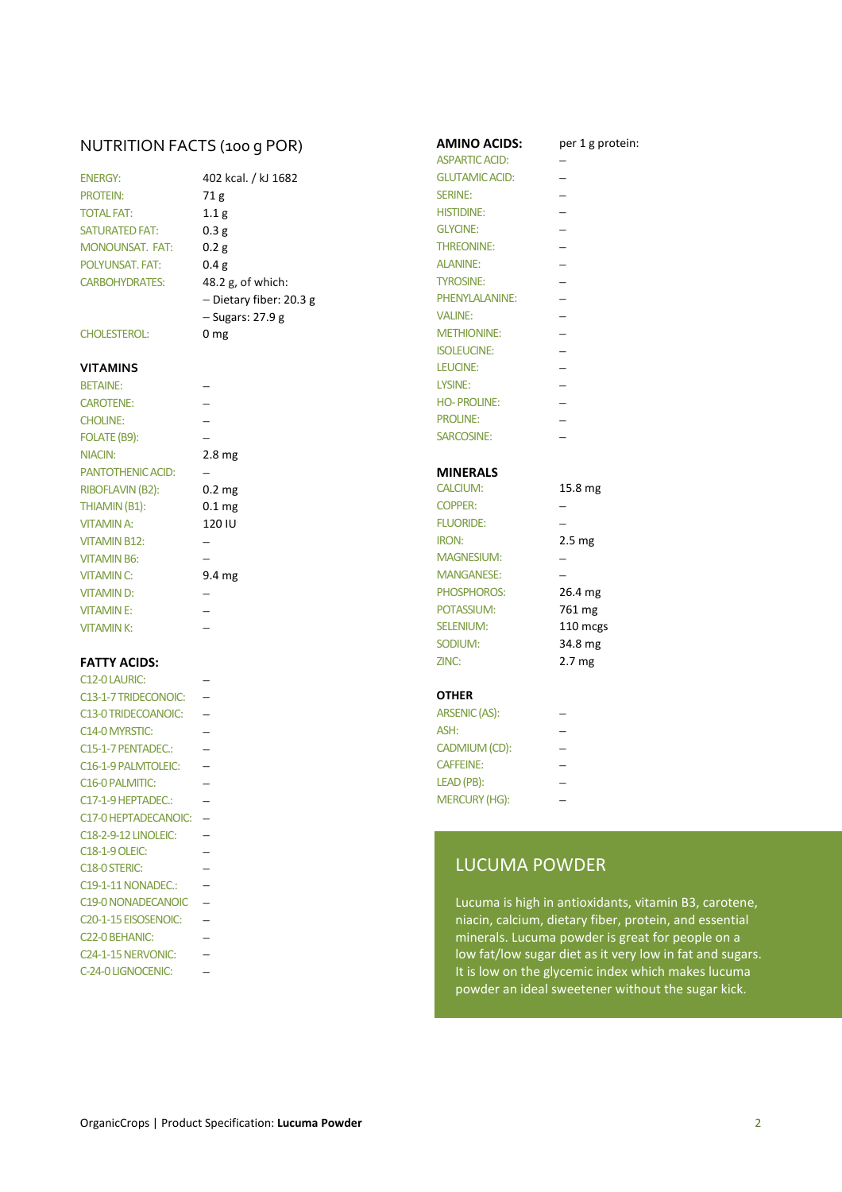## NUTRITION FACTS (100 g POR)

| | |
|---|---|
| ENERGY: | 402 kcal. / kJ 1682 |
| PROTEIN: | 71 g |
| TOTAL FAT: | 1.1 g |
| SATURATED FAT: | 0.3 g |
| MONOUNSAT. FAT: | 0.2 g |
| POLYUNSAT. FAT: | 0.4 g |
| CARBOHYDRATES: | 48.2 g, of which: |
| | – Dietary fiber: 20.3 g |
| | – Sugars: 27.9 g |
| CHOLESTEROL: | 0 mg |

### VITAMINS

| | |
|---|---|
| BETAINE: | – |
| CAROTENE: | – |
| CHOLINE: | – |
| FOLATE (B9): | – |
| NIACIN: | 2.8 mg |
| PANTOTHENIC ACID: | – |
| RIBOFLAVIN (B2): | 0.2 mg |
| THIAMIN (B1): | 0.1 mg |
| VITAMIN A: | 120 IU |
| VITAMIN B12: | – |
| VITAMIN B6: | – |
| VITAMIN C: | 9.4 mg |
| VITAMIN D: | – |
| VITAMIN E: | – |
| VITAMIN K: | – |

### FATTY ACIDS:

| | |
|---|---|
| C12-0 LAURIC: | – |
| C13-1-7 TRIDECONOIC: | – |
| C13-0 TRIDECOANOIC: | – |
| C14-0 MYRSTIC: | – |
| C15-1-7 PENTADEC.: | – |
| C16-1-9 PALMTOLEIC: | – |
| C16-0 PALMITIC: | – |
| C17-1-9 HEPTADEC.: | – |
| C17-0 HEPTADECANOIC: | – |
| C18-2-9-12 LINOLEIC: | – |
| C18-1-9 OLEIC: | – |
| C18-0 STERIC: | – |
| C19-1-11 NONADEC.: | – |
| C19-0 NONADECANOIC | – |
| C20-1-15 EISOSENOIC: | – |
| C22-0 BEHANIC: | – |
| C24-1-15 NERVONIC: | – |
| C-24-0 LIGNOCENIC: | – |

### AMINO ACIDS:

| | per 1 g protein: |
|---|---|
| ASPARTIC ACID: | – |
| GLUTAMIC ACID: | – |
| SERINE: | – |
| HISTIDINE: | – |
| GLYCINE: | – |
| THREONINE: | – |
| ALANINE: | – |
| TYROSINE: | – |
| PHENYLALANINE: | – |
| VALINE: | – |
| METHIONINE: | – |
| ISOLEUCINE: | – |
| LEUCINE: | – |
| LYSINE: | – |
| HO- PROLINE: | – |
| PROLINE: | – |
| SARCOSINE: | – |

### MINERALS

| | |
|---|---|
| CALCIUM: | 15.8 mg |
| COPPER: | – |
| FLUORIDE: | – |
| IRON: | 2.5 mg |
| MAGNESIUM: | – |
| MANGANESE: | – |
| PHOSPHOROS: | 26.4 mg |
| POTASSIUM: | 761 mg |
| SELENIUM: | 110 mcgs |
| SODIUM: | 34.8 mg |
| ZINC: | 2.7 mg |

### OTHER

| | |
|---|---|
| ARSENIC (AS): | – |
| ASH: | – |
| CADMIUM (CD): | – |
| CAFFEINE: | – |
| LEAD (PB): | – |
| MERCURY (HG): | – |

## LUCUMA POWDER

Lucuma is high in antioxidants, vitamin B3, carotene, niacin, calcium, dietary fiber, protein, and essential minerals. Lucuma powder is great for people on a low fat/low sugar diet as it very low in fat and sugars. It is low on the glycemic index which makes lucuma powder an ideal sweetener without the sugar kick.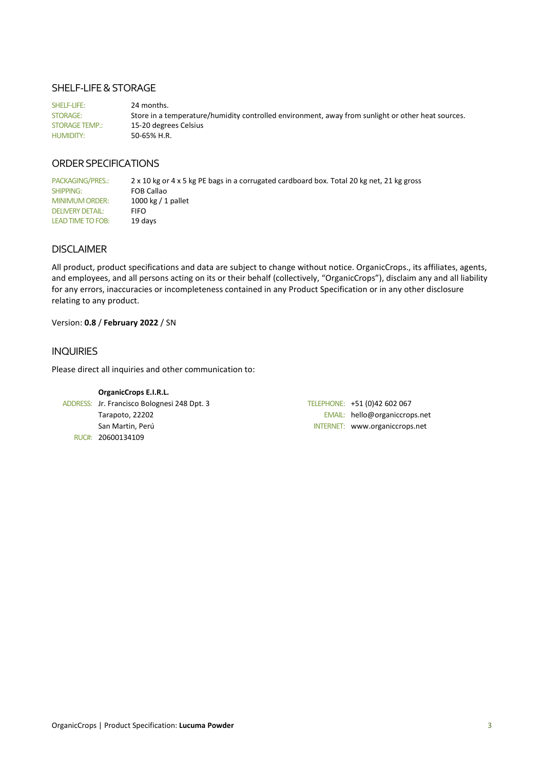## SHELF-LIFE & STORAGE

| | |
|---|---|
| SHELF-LIFE: | 24 months. |
| STORAGE: | Store in a temperature/humidity controlled environment, away from sunlight or other heat sources. |
| STORAGE TEMP.: | 15-20 degrees Celsius |
| HUMIDITY: | 50-65% H.R. |

## ORDER SPECIFICATIONS

| | |
|---|---|
| PACKAGING/PRES.: | 2 x 10 kg or 4 x 5 kg PE bags in a corrugated cardboard box. Total 20 kg net, 21 kg gross |
| SHIPPING: | FOB Callao |
| MINIMUM ORDER: | 1000 kg / 1 pallet |
| DELIVERY DETAIL: | FIFO |
| LEAD TIME TO FOB: | 19 days |

## DISCLAIMER

All product, product specifications and data are subject to change without notice. OrganicCrops., its affiliates, agents, and employees, and all persons acting on its or their behalf (collectively, "OrganicCrops"), disclaim any and all liability for any errors, inaccuracies or incompleteness contained in any Product Specification or in any other disclosure relating to any product.

Version: **0.8** / **February 2022** / SN

## INQUIRIES

Please direct all inquiries and other communication to:

**OrganicCrops E.I.R.L.**

ADDRESS: Jr. Francisco Bolognesi 248 Dpt. 3
Tarapoto, 22202
San Martin, Perú
RUC#: 20600134109

TELEPHONE: +51 (0)42 602 067
EMAIL: hello@organiccrops.net
INTERNET: www.organiccrops.net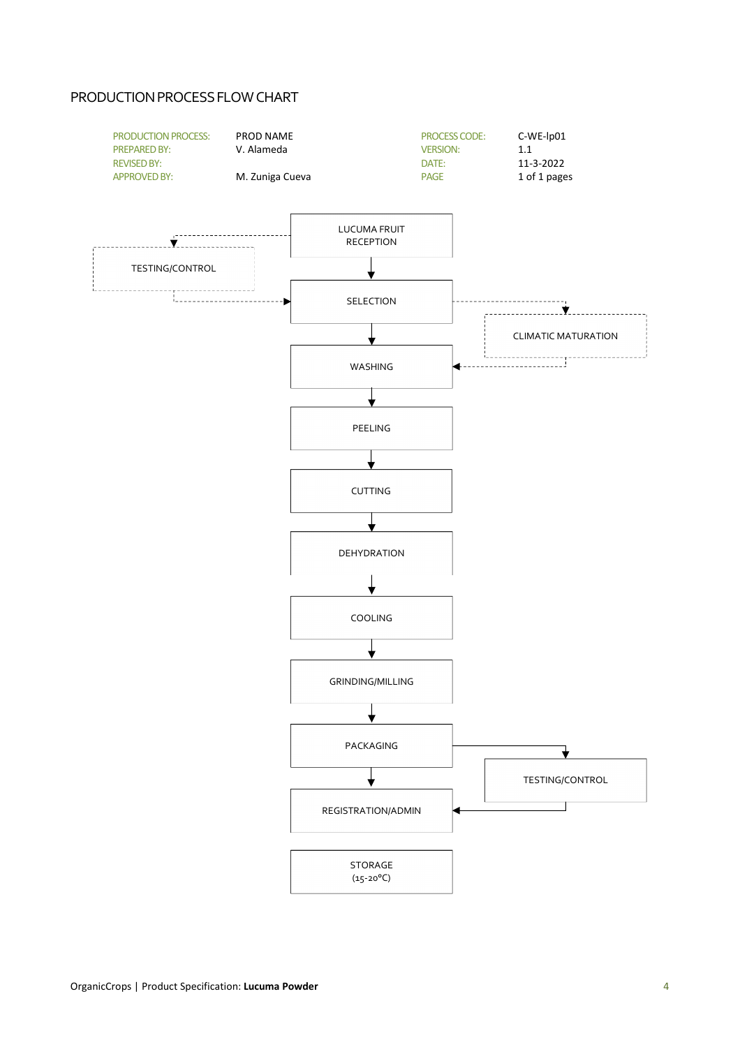# PRODUCTION PROCESS FLOW CHART

| | | | |
|---|---|---|---|
| PRODUCTION PROCESS: | PROD NAME | PROCESS CODE: | C-WE-lp01 |
| PREPARED BY: | V. Alameda | VERSION: | 1.1 |
| REVISED BY: | | DATE: | 11-3-2022 |
| APPROVED BY: | M. Zuniga Cueva | PAGE | 1 of 1 pages |

LUCUMA FRUIT RECEPTION

TESTING/CONTROL

SELECTION

CLIMATIC MATURATION

WASHING

PEELING

CUTTING

DEHYDRATION

COOLING

GRINDING/MILLING

PACKAGING

TESTING/CONTROL

REGISTRATION/ADMIN

STORAGE
(15-20°C)